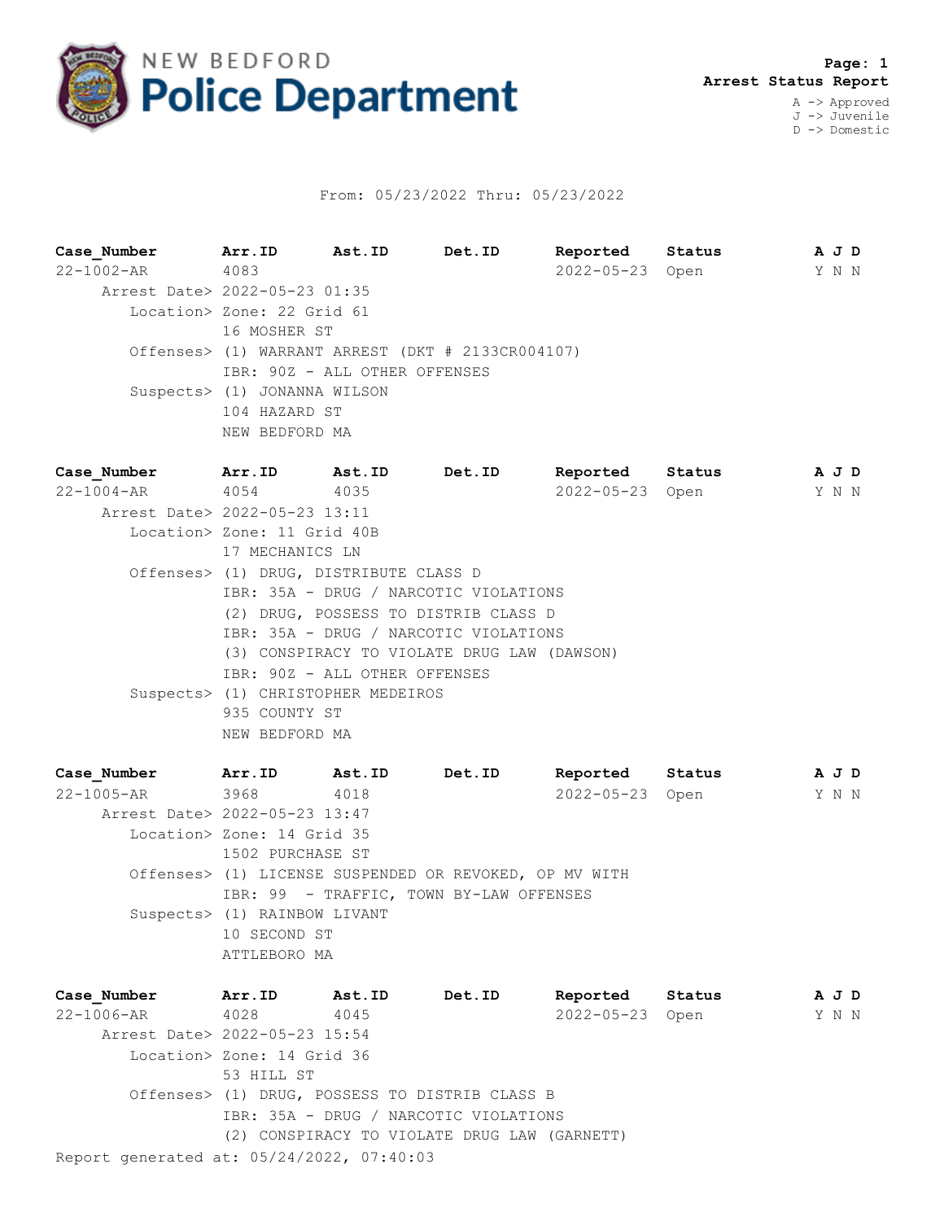# NEW BEDFORD Police Department

**Page: 1**
**Arrest Status Report**

A -> Approved
J -> Juvenile
D -> Domestic

From: 05/23/2022 Thru: 05/23/2022

| Case_Number | Arr.ID | Ast.ID | Det.ID | Reported | Status | A | J | D |
|---|---|---|---|---|---|---|---|---|
| 22-1002-AR | 4083 | | | 2022-05-23 | Open | Y | N | N |

Arrest Date> 2022-05-23 01:35
Location> Zone: 22 Grid 61
16 MOSHER ST
Offenses> (1) WARRANT ARREST (DKT # 2133CR004107)
IBR: 90Z - ALL OTHER OFFENSES
Suspects> (1) JONANNA WILSON
104 HAZARD ST
NEW BEDFORD MA

| Case_Number | Arr.ID | Ast.ID | Det.ID | Reported | Status | A | J | D |
|---|---|---|---|---|---|---|---|---|
| 22-1004-AR | 4054 | 4035 | | 2022-05-23 | Open | Y | N | N |

Arrest Date> 2022-05-23 13:11
Location> Zone: 11 Grid 40B
17 MECHANICS LN
Offenses> (1) DRUG, DISTRIBUTE CLASS D
IBR: 35A - DRUG / NARCOTIC VIOLATIONS
(2) DRUG, POSSESS TO DISTRIB CLASS D
IBR: 35A - DRUG / NARCOTIC VIOLATIONS
(3) CONSPIRACY TO VIOLATE DRUG LAW (DAWSON)
IBR: 90Z - ALL OTHER OFFENSES
Suspects> (1) CHRISTOPHER MEDEIROS
935 COUNTY ST
NEW BEDFORD MA

| Case_Number | Arr.ID | Ast.ID | Det.ID | Reported | Status | A | J | D |
|---|---|---|---|---|---|---|---|---|
| 22-1005-AR | 3968 | 4018 | | 2022-05-23 | Open | Y | N | N |

Arrest Date> 2022-05-23 13:47
Location> Zone: 14 Grid 35
1502 PURCHASE ST
Offenses> (1) LICENSE SUSPENDED OR REVOKED, OP MV WITH
IBR: 99 - TRAFFIC, TOWN BY-LAW OFFENSES
Suspects> (1) RAINBOW LIVANT
10 SECOND ST
ATTLEBORO MA

| Case_Number | Arr.ID | Ast.ID | Det.ID | Reported | Status | A | J | D |
|---|---|---|---|---|---|---|---|---|
| 22-1006-AR | 4028 | 4045 | | 2022-05-23 | Open | Y | N | N |

Arrest Date> 2022-05-23 15:54
Location> Zone: 14 Grid 36
53 HILL ST
Offenses> (1) DRUG, POSSESS TO DISTRIB CLASS B
IBR: 35A - DRUG / NARCOTIC VIOLATIONS
(2) CONSPIRACY TO VIOLATE DRUG LAW (GARNETT)

Report generated at: 05/24/2022, 07:40:03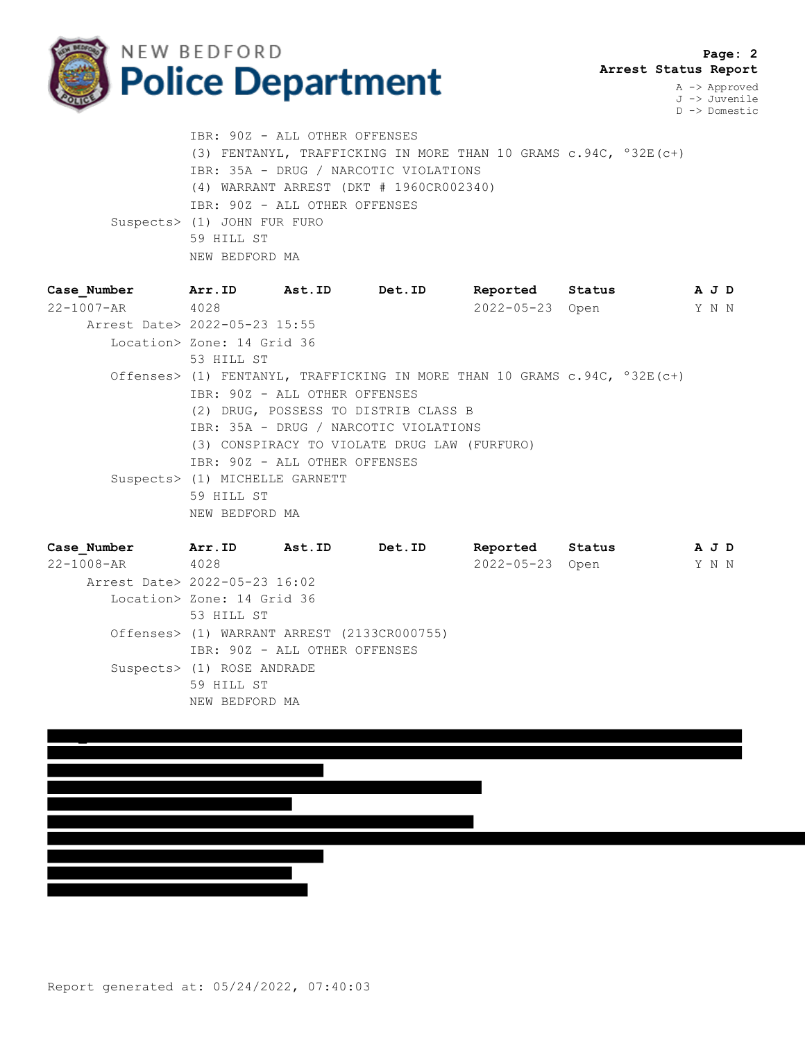IBR: 90Z - ALL OTHER OFFENSES
(3) FENTANYL, TRAFFICKING IN MORE THAN 10 GRAMS c.94C, °32E(c+)
IBR: 35A - DRUG / NARCOTIC VIOLATIONS
(4) WARRANT ARREST (DKT # 1960CR002340)
IBR: 90Z - ALL OTHER OFFENSES

Suspects> (1) JOHN FUR FURO
59 HILL ST
NEW BEDFORD MA

| Case_Number | Arr.ID | Ast.ID | Det.ID | Reported | Status | A | J | D |
|---|---|---|---|---|---|---|---|---|
| 22-1007-AR | 4028 | | | 2022-05-23 | Open | Y | N | N |

Arrest Date> 2022-05-23 15:55

Location> Zone: 14 Grid 36
53 HILL ST

Offenses> (1) FENTANYL, TRAFFICKING IN MORE THAN 10 GRAMS c.94C, °32E(c+)
IBR: 90Z - ALL OTHER OFFENSES
(2) DRUG, POSSESS TO DISTRIB CLASS B
IBR: 35A - DRUG / NARCOTIC VIOLATIONS
(3) CONSPIRACY TO VIOLATE DRUG LAW (FURFURO)
IBR: 90Z - ALL OTHER OFFENSES

Suspects> (1) MICHELLE GARNETT
59 HILL ST
NEW BEDFORD MA

| Case_Number | Arr.ID | Ast.ID | Det.ID | Reported | Status | A | J | D |
|---|---|---|---|---|---|---|---|---|
| 22-1008-AR | 4028 | | | 2022-05-23 | Open | Y | N | N |

Arrest Date> 2022-05-23 16:02

Location> Zone: 14 Grid 36
53 HILL ST

Offenses> (1) WARRANT ARREST (2133CR000755)
IBR: 90Z - ALL OTHER OFFENSES

Suspects> (1) ROSE ANDRADE
59 HILL ST
NEW BEDFORD MA

Report generated at: 05/24/2022, 07:40:03